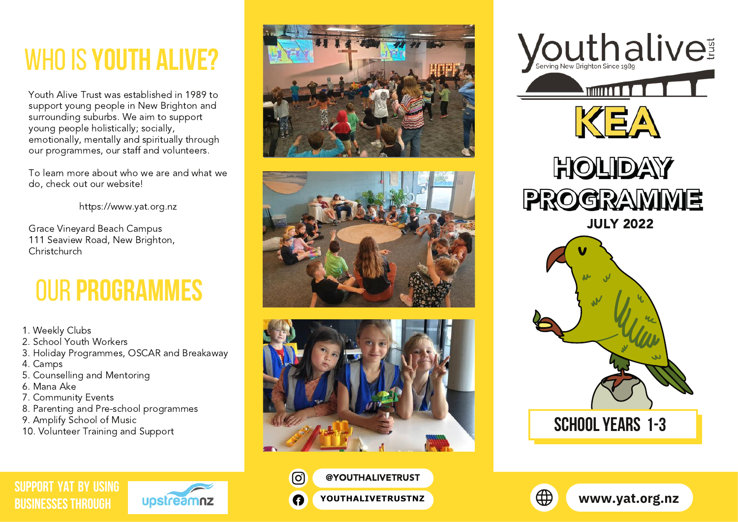# WHO IS YOUTH ALIVE?

Youth Alive Trust was established in 1989 to support young people in New Brighton and surrounding suburbs. We aim to support young people holistically; socially, emotionally, mentally and spiritually through our programmes, our staff and volunteers.

To learn more about who we are and what we do, check out our website!

https://www.yat.org.nz

Grace Vineyard Beach Campus
111 Seaview Road, New Brighton, Christchurch

# OUR PROGRAMMES

1. Weekly Clubs
2. School Youth Workers
3. Holiday Programmes, OSCAR and Breakaway
4. Camps
5. Counselling and Mentoring
6. Mana Ake
7. Community Events
8. Parenting and Pre-school programmes
9. Amplify School of Music
10. Volunteer Training and Support

SUPPORT YAT BY USING BUSINESSES THROUGH upstreamnz

@YOUTHALIVETRUST

YOUTHALIVETRUSTNZ

Youthalive trust

Serving New Brighton Since 1989

# KEA

# HOLIDAY PROGRAMME

**JULY 2022**

## SCHOOL YEARS 1-3

www.yat.org.nz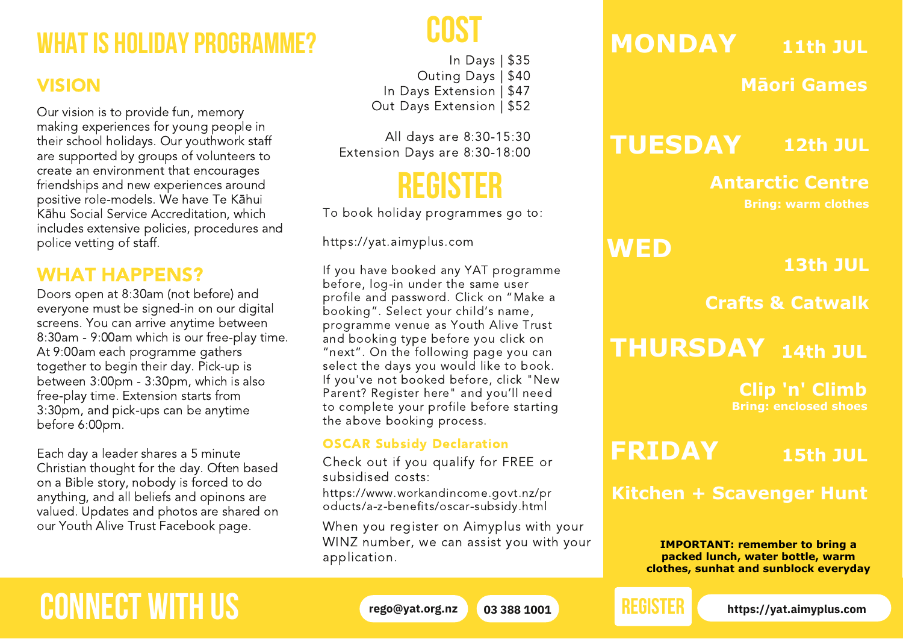# WHAT IS HOLIDAY PROGRAMME?

## VISION

Our vision is to provide fun, memory making experiences for young people in their school holidays. Our youthwork staff are supported by groups of volunteers to create an environment that encourages friendships and new experiences around positive role-models. We have Te Kāhui Kāhu Social Service Accreditation, which includes extensive policies, procedures and police vetting of staff.

## WHAT HAPPENS?

Doors open at 8:30am (not before) and everyone must be signed-in on our digital screens. You can arrive anytime between 8:30am - 9:00am which is our free-play time. At 9:00am each programme gathers together to begin their day. Pick-up is between 3:00pm - 3:30pm, which is also free-play time. Extension starts from 3:30pm, and pick-ups can be anytime before 6:00pm.

Each day a leader shares a 5 minute Christian thought for the day. Often based on a Bible story, nobody is forced to do anything, and all beliefs and opinons are valued. Updates and photos are shared on our Youth Alive Trust Facebook page.

# COST

In Days | $35
Outing Days | $40
In Days Extension | $47
Out Days Extension | $52

All days are 8:30-15:30
Extension Days are 8:30-18:00

# REGISTER

To book holiday programmes go to:

https://yat.aimyplus.com

If you have booked any YAT programme before, log-in under the same user profile and password. Click on "Make a booking". Select your child's name, programme venue as Youth Alive Trust and booking type before you click on "next". On the following page you can select the days you would like to book. If you've not booked before, click "New Parent? Register here" and you'll need to complete your profile before starting the above booking process.

**OSCAR Subsidy Declaration**

Check out if you qualify for FREE or subsidised costs:
https://www.workandincome.govt.nz/products/a-z-benefits/oscar-subsidy.html

When you register on Aimyplus with your WINZ number, we can assist you with your application.

## MONDAY 11th JUL

**Māori Games**

## TUESDAY 12th JUL

**Antarctic Centre**
Bring: warm clothes

## WED 13th JUL

**Crafts & Catwalk**

## THURSDAY 14th JUL

**Clip 'n' Climb**
Bring: enclosed shoes

## FRIDAY 15th JUL

**Kitchen + Scavenger Hunt**

**IMPORTANT: remember to bring a packed lunch, water bottle, warm clothes, sunhat and sunblock everyday**

# CONNECT WITH US

**rego@yat.org.nz** | **03 388 1001**

REGISTER **https://yat.aimyplus.com**